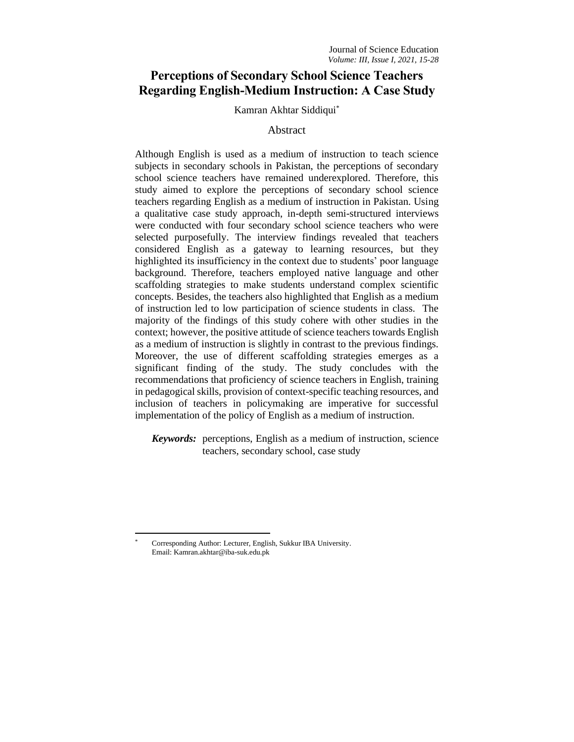# Perceptions of Secondary School Science Teachers Regarding English-Medium Instruction: A Case Study

Kamran Akhtar Siddiqui[*]

## Abstract

Although English is used as a medium of instruction to teach science subjects in secondary schools in Pakistan, the perceptions of secondary school science teachers have remained underexplored. Therefore, this study aimed to explore the perceptions of secondary school science teachers regarding English as a medium of instruction in Pakistan. Using a qualitative case study approach, in-depth semi-structured interviews were conducted with four secondary school science teachers who were selected purposefully. The interview findings revealed that teachers considered English as a gateway to learning resources, but they highlighted its insufficiency in the context due to students' poor language background. Therefore, teachers employed native language and other scaffolding strategies to make students understand complex scientific concepts. Besides, the teachers also highlighted that English as a medium of instruction led to low participation of science students in class. The majority of the findings of this study cohere with other studies in the context; however, the positive attitude of science teachers towards English as a medium of instruction is slightly in contrast to the previous findings. Moreover, the use of different scaffolding strategies emerges as a significant finding of the study. The study concludes with the recommendations that proficiency of science teachers in English, training in pedagogical skills, provision of context-specific teaching resources, and inclusion of teachers in policymaking are imperative for successful implementation of the policy of English as a medium of instruction.

***Keywords:*** perceptions, English as a medium of instruction, science teachers, secondary school, case study

---

[*] Corresponding Author: Lecturer, English, Sukkur IBA University. Email: Kamran.akhtar@iba-suk.edu.pk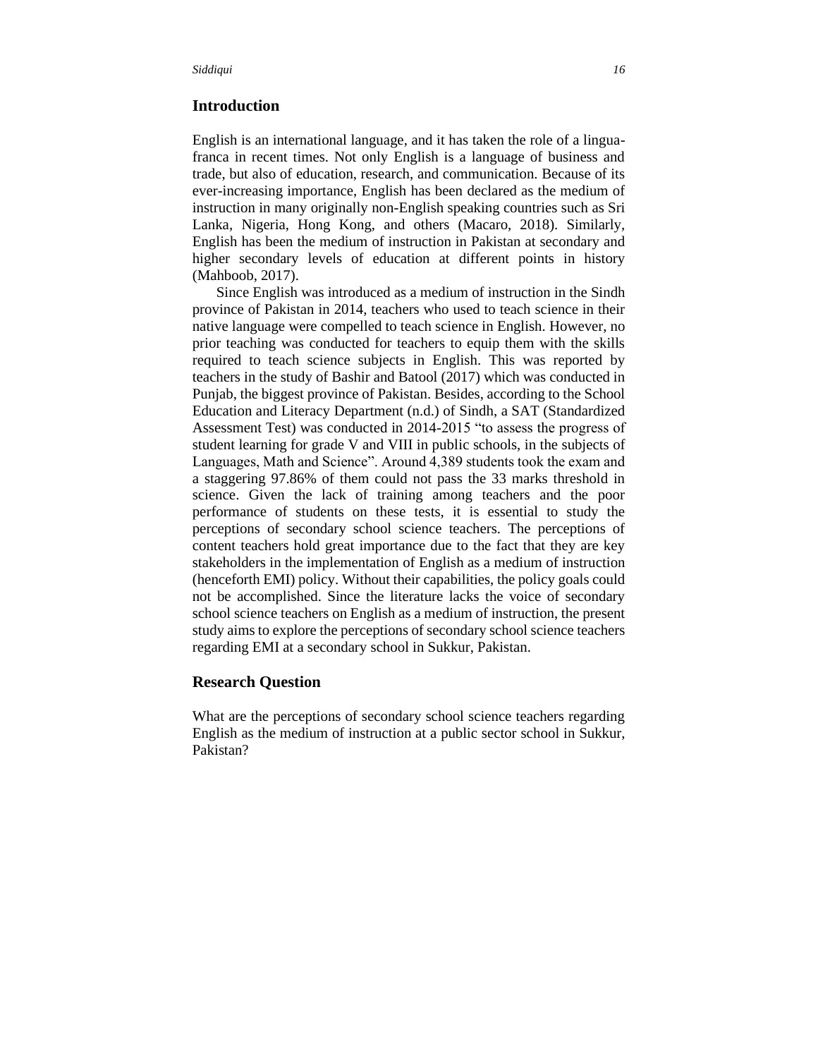## Introduction

English is an international language, and it has taken the role of a lingua-franca in recent times. Not only English is a language of business and trade, but also of education, research, and communication. Because of its ever-increasing importance, English has been declared as the medium of instruction in many originally non-English speaking countries such as Sri Lanka, Nigeria, Hong Kong, and others (Macaro, 2018). Similarly, English has been the medium of instruction in Pakistan at secondary and higher secondary levels of education at different points in history (Mahboob, 2017).

Since English was introduced as a medium of instruction in the Sindh province of Pakistan in 2014, teachers who used to teach science in their native language were compelled to teach science in English. However, no prior teaching was conducted for teachers to equip them with the skills required to teach science subjects in English. This was reported by teachers in the study of Bashir and Batool (2017) which was conducted in Punjab, the biggest province of Pakistan. Besides, according to the School Education and Literacy Department (n.d.) of Sindh, a SAT (Standardized Assessment Test) was conducted in 2014-2015 "to assess the progress of student learning for grade V and VIII in public schools, in the subjects of Languages, Math and Science". Around 4,389 students took the exam and a staggering 97.86% of them could not pass the 33 marks threshold in science. Given the lack of training among teachers and the poor performance of students on these tests, it is essential to study the perceptions of secondary school science teachers. The perceptions of content teachers hold great importance due to the fact that they are key stakeholders in the implementation of English as a medium of instruction (henceforth EMI) policy. Without their capabilities, the policy goals could not be accomplished. Since the literature lacks the voice of secondary school science teachers on English as a medium of instruction, the present study aims to explore the perceptions of secondary school science teachers regarding EMI at a secondary school in Sukkur, Pakistan.

## Research Question

What are the perceptions of secondary school science teachers regarding English as the medium of instruction at a public sector school in Sukkur, Pakistan?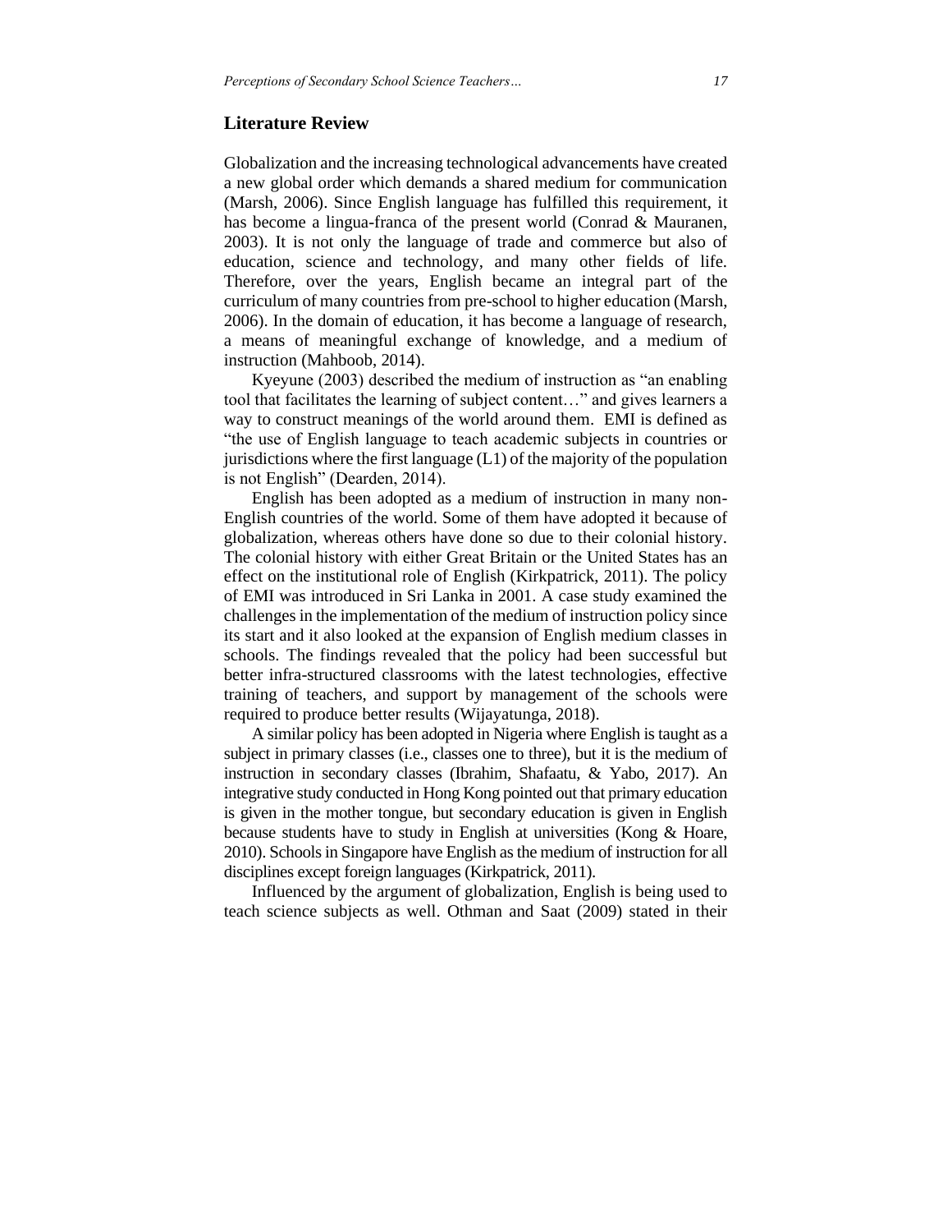## Literature Review

Globalization and the increasing technological advancements have created a new global order which demands a shared medium for communication (Marsh, 2006). Since English language has fulfilled this requirement, it has become a lingua-franca of the present world (Conrad & Mauranen, 2003). It is not only the language of trade and commerce but also of education, science and technology, and many other fields of life. Therefore, over the years, English became an integral part of the curriculum of many countries from pre-school to higher education (Marsh, 2006). In the domain of education, it has become a language of research, a means of meaningful exchange of knowledge, and a medium of instruction (Mahboob, 2014).

Kyeyune (2003) described the medium of instruction as "an enabling tool that facilitates the learning of subject content…" and gives learners a way to construct meanings of the world around them. EMI is defined as "the use of English language to teach academic subjects in countries or jurisdictions where the first language (L1) of the majority of the population is not English" (Dearden, 2014).

English has been adopted as a medium of instruction in many non-English countries of the world. Some of them have adopted it because of globalization, whereas others have done so due to their colonial history. The colonial history with either Great Britain or the United States has an effect on the institutional role of English (Kirkpatrick, 2011). The policy of EMI was introduced in Sri Lanka in 2001. A case study examined the challenges in the implementation of the medium of instruction policy since its start and it also looked at the expansion of English medium classes in schools. The findings revealed that the policy had been successful but better infra-structured classrooms with the latest technologies, effective training of teachers, and support by management of the schools were required to produce better results (Wijayatunga, 2018).

A similar policy has been adopted in Nigeria where English is taught as a subject in primary classes (i.e., classes one to three), but it is the medium of instruction in secondary classes (Ibrahim, Shafaatu, & Yabo, 2017). An integrative study conducted in Hong Kong pointed out that primary education is given in the mother tongue, but secondary education is given in English because students have to study in English at universities (Kong & Hoare, 2010). Schools in Singapore have English as the medium of instruction for all disciplines except foreign languages (Kirkpatrick, 2011).

Influenced by the argument of globalization, English is being used to teach science subjects as well. Othman and Saat (2009) stated in their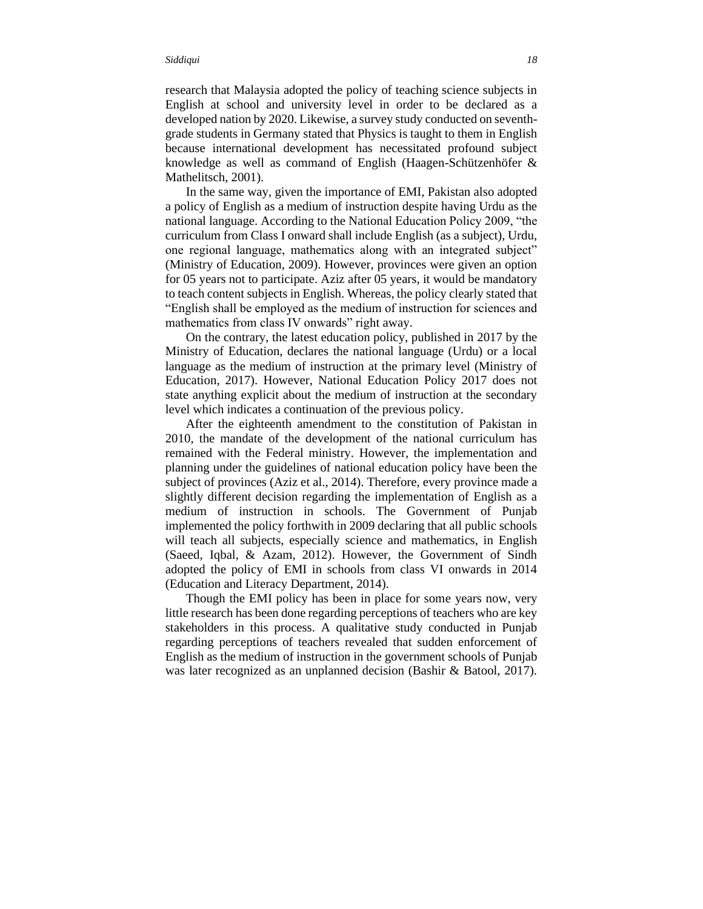research that Malaysia adopted the policy of teaching science subjects in English at school and university level in order to be declared as a developed nation by 2020. Likewise, a survey study conducted on seventh-grade students in Germany stated that Physics is taught to them in English because international development has necessitated profound subject knowledge as well as command of English (Haagen-Schützenhöfer & Mathelitsch, 2001).

In the same way, given the importance of EMI, Pakistan also adopted a policy of English as a medium of instruction despite having Urdu as the national language. According to the National Education Policy 2009, "the curriculum from Class I onward shall include English (as a subject), Urdu, one regional language, mathematics along with an integrated subject" (Ministry of Education, 2009). However, provinces were given an option for 05 years not to participate. Aziz after 05 years, it would be mandatory to teach content subjects in English. Whereas, the policy clearly stated that "English shall be employed as the medium of instruction for sciences and mathematics from class IV onwards" right away.

On the contrary, the latest education policy, published in 2017 by the Ministry of Education, declares the national language (Urdu) or a local language as the medium of instruction at the primary level (Ministry of Education, 2017). However, National Education Policy 2017 does not state anything explicit about the medium of instruction at the secondary level which indicates a continuation of the previous policy.

After the eighteenth amendment to the constitution of Pakistan in 2010, the mandate of the development of the national curriculum has remained with the Federal ministry. However, the implementation and planning under the guidelines of national education policy have been the subject of provinces (Aziz et al., 2014). Therefore, every province made a slightly different decision regarding the implementation of English as a medium of instruction in schools. The Government of Punjab implemented the policy forthwith in 2009 declaring that all public schools will teach all subjects, especially science and mathematics, in English (Saeed, Iqbal, & Azam, 2012). However, the Government of Sindh adopted the policy of EMI in schools from class VI onwards in 2014 (Education and Literacy Department, 2014).

Though the EMI policy has been in place for some years now, very little research has been done regarding perceptions of teachers who are key stakeholders in this process. A qualitative study conducted in Punjab regarding perceptions of teachers revealed that sudden enforcement of English as the medium of instruction in the government schools of Punjab was later recognized as an unplanned decision (Bashir & Batool, 2017).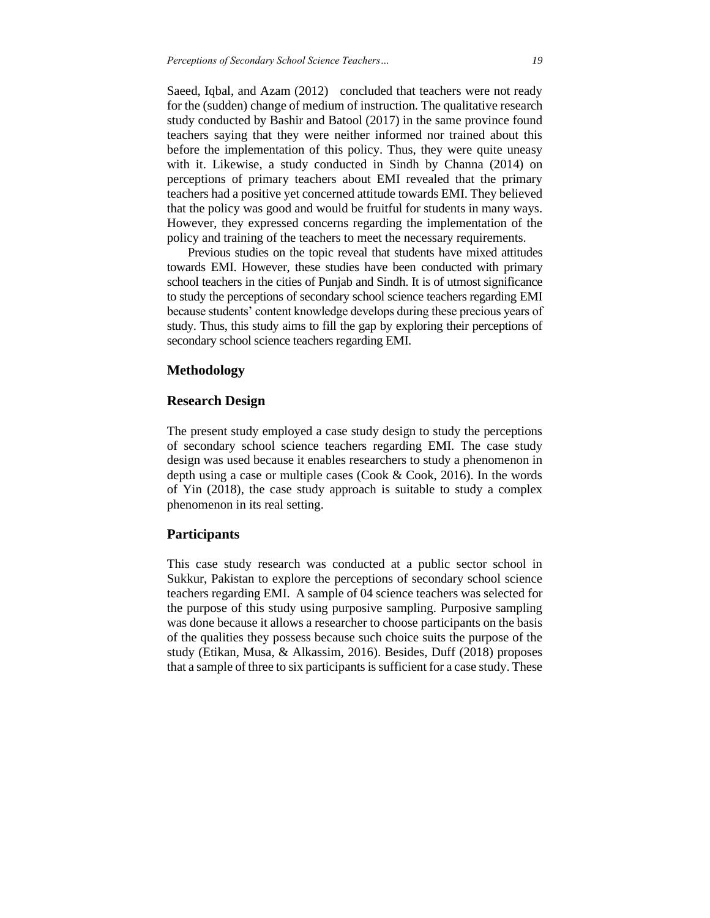Saeed, Iqbal, and Azam (2012) concluded that teachers were not ready for the (sudden) change of medium of instruction. The qualitative research study conducted by Bashir and Batool (2017) in the same province found teachers saying that they were neither informed nor trained about this before the implementation of this policy. Thus, they were quite uneasy with it. Likewise, a study conducted in Sindh by Channa (2014) on perceptions of primary teachers about EMI revealed that the primary teachers had a positive yet concerned attitude towards EMI. They believed that the policy was good and would be fruitful for students in many ways. However, they expressed concerns regarding the implementation of the policy and training of the teachers to meet the necessary requirements.

Previous studies on the topic reveal that students have mixed attitudes towards EMI. However, these studies have been conducted with primary school teachers in the cities of Punjab and Sindh. It is of utmost significance to study the perceptions of secondary school science teachers regarding EMI because students' content knowledge develops during these precious years of study. Thus, this study aims to fill the gap by exploring their perceptions of secondary school science teachers regarding EMI.

## Methodology

### Research Design

The present study employed a case study design to study the perceptions of secondary school science teachers regarding EMI. The case study design was used because it enables researchers to study a phenomenon in depth using a case or multiple cases (Cook & Cook, 2016). In the words of Yin (2018), the case study approach is suitable to study a complex phenomenon in its real setting.

### Participants

This case study research was conducted at a public sector school in Sukkur, Pakistan to explore the perceptions of secondary school science teachers regarding EMI. A sample of 04 science teachers was selected for the purpose of this study using purposive sampling. Purposive sampling was done because it allows a researcher to choose participants on the basis of the qualities they possess because such choice suits the purpose of the study (Etikan, Musa, & Alkassim, 2016). Besides, Duff (2018) proposes that a sample of three to six participants is sufficient for a case study. These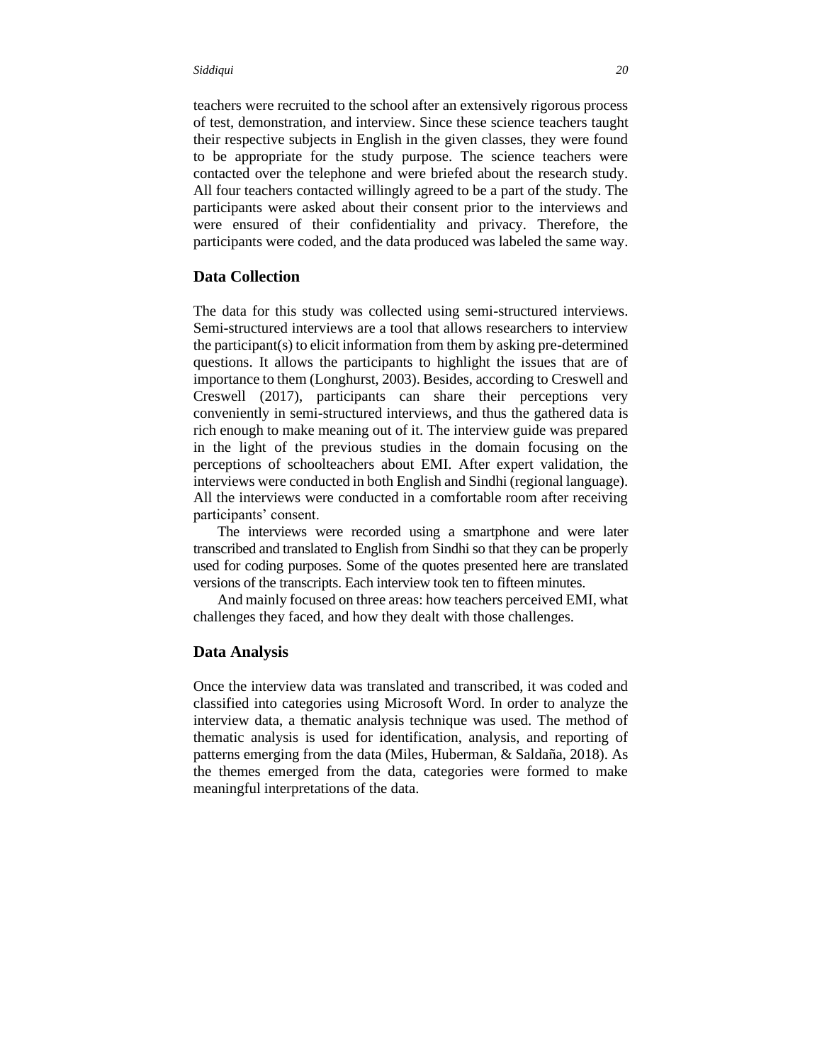teachers were recruited to the school after an extensively rigorous process of test, demonstration, and interview. Since these science teachers taught their respective subjects in English in the given classes, they were found to be appropriate for the study purpose. The science teachers were contacted over the telephone and were briefed about the research study. All four teachers contacted willingly agreed to be a part of the study. The participants were asked about their consent prior to the interviews and were ensured of their confidentiality and privacy. Therefore, the participants were coded, and the data produced was labeled the same way.

## Data Collection

The data for this study was collected using semi-structured interviews. Semi-structured interviews are a tool that allows researchers to interview the participant(s) to elicit information from them by asking pre-determined questions. It allows the participants to highlight the issues that are of importance to them (Longhurst, 2003). Besides, according to Creswell and Creswell (2017), participants can share their perceptions very conveniently in semi-structured interviews, and thus the gathered data is rich enough to make meaning out of it. The interview guide was prepared in the light of the previous studies in the domain focusing on the perceptions of schoolteachers about EMI. After expert validation, the interviews were conducted in both English and Sindhi (regional language). All the interviews were conducted in a comfortable room after receiving participants' consent.

The interviews were recorded using a smartphone and were later transcribed and translated to English from Sindhi so that they can be properly used for coding purposes. Some of the quotes presented here are translated versions of the transcripts. Each interview took ten to fifteen minutes.

And mainly focused on three areas: how teachers perceived EMI, what challenges they faced, and how they dealt with those challenges.

## Data Analysis

Once the interview data was translated and transcribed, it was coded and classified into categories using Microsoft Word. In order to analyze the interview data, a thematic analysis technique was used. The method of thematic analysis is used for identification, analysis, and reporting of patterns emerging from the data (Miles, Huberman, & Saldaña, 2018). As the themes emerged from the data, categories were formed to make meaningful interpretations of the data.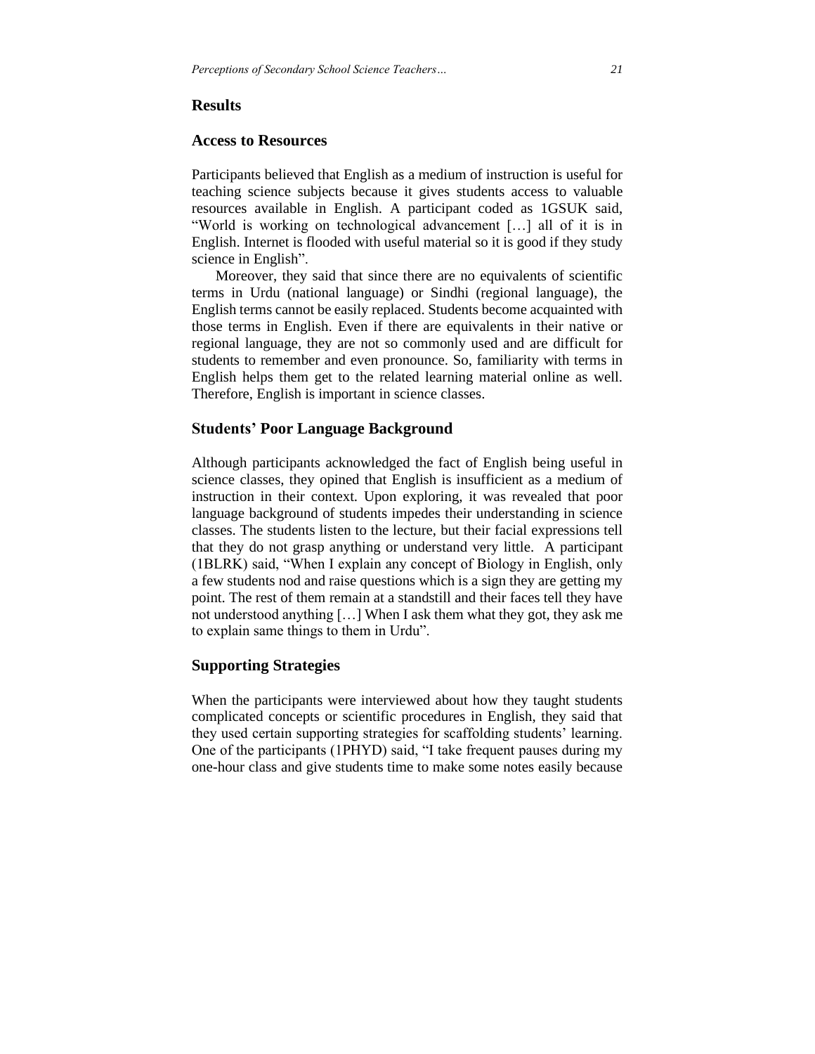## Results

### Access to Resources

Participants believed that English as a medium of instruction is useful for teaching science subjects because it gives students access to valuable resources available in English. A participant coded as 1GSUK said, "World is working on technological advancement […] all of it is in English. Internet is flooded with useful material so it is good if they study science in English".

Moreover, they said that since there are no equivalents of scientific terms in Urdu (national language) or Sindhi (regional language), the English terms cannot be easily replaced. Students become acquainted with those terms in English. Even if there are equivalents in their native or regional language, they are not so commonly used and are difficult for students to remember and even pronounce. So, familiarity with terms in English helps them get to the related learning material online as well. Therefore, English is important in science classes.

### Students' Poor Language Background

Although participants acknowledged the fact of English being useful in science classes, they opined that English is insufficient as a medium of instruction in their context. Upon exploring, it was revealed that poor language background of students impedes their understanding in science classes. The students listen to the lecture, but their facial expressions tell that they do not grasp anything or understand very little. A participant (1BLRK) said, "When I explain any concept of Biology in English, only a few students nod and raise questions which is a sign they are getting my point. The rest of them remain at a standstill and their faces tell they have not understood anything […] When I ask them what they got, they ask me to explain same things to them in Urdu".

### Supporting Strategies

When the participants were interviewed about how they taught students complicated concepts or scientific procedures in English, they said that they used certain supporting strategies for scaffolding students' learning. One of the participants (1PHYD) said, "I take frequent pauses during my one-hour class and give students time to make some notes easily because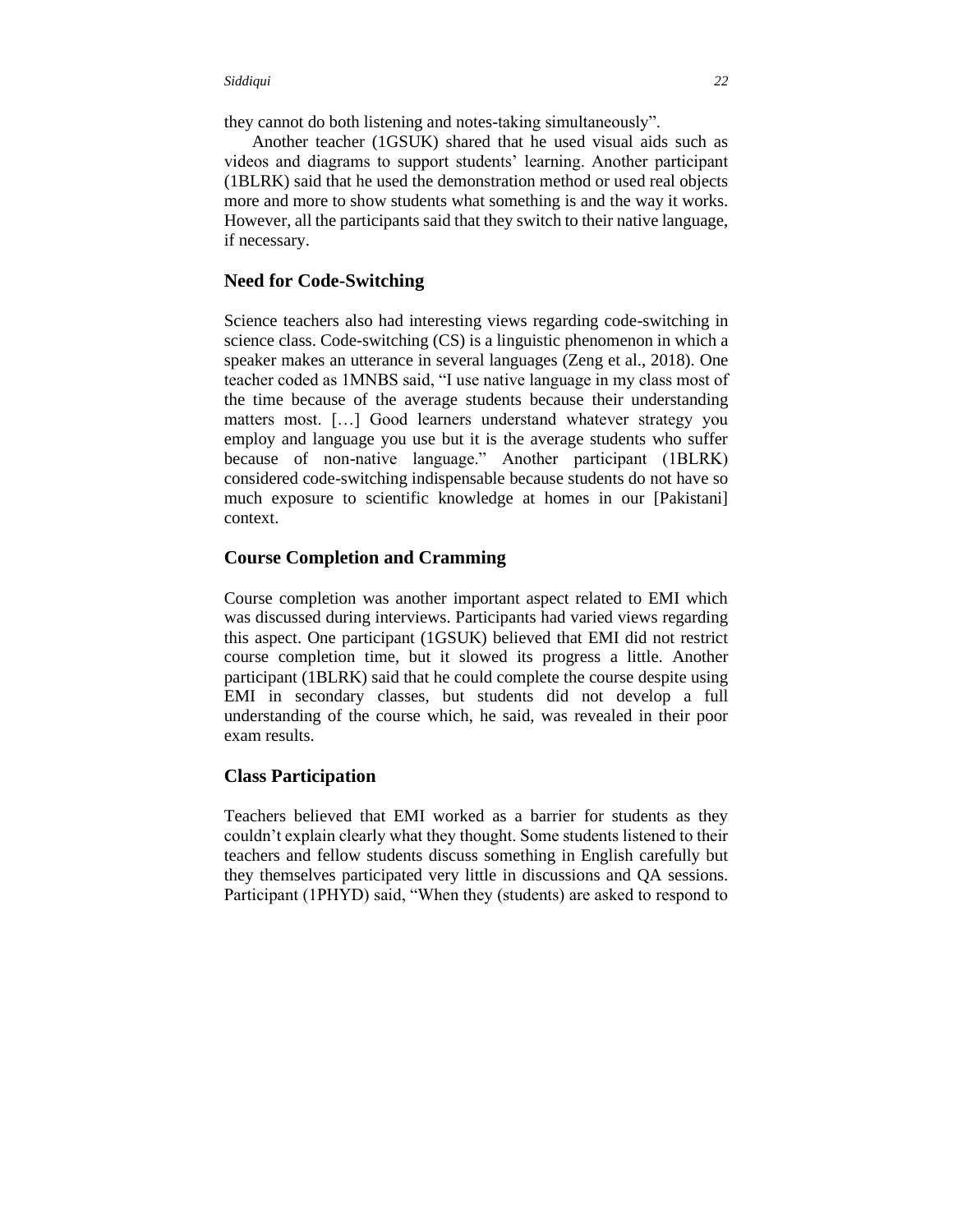they cannot do both listening and notes-taking simultaneously".

Another teacher (1GSUK) shared that he used visual aids such as videos and diagrams to support students' learning. Another participant (1BLRK) said that he used the demonstration method or used real objects more and more to show students what something is and the way it works. However, all the participants said that they switch to their native language, if necessary.

### Need for Code-Switching

Science teachers also had interesting views regarding code-switching in science class. Code-switching (CS) is a linguistic phenomenon in which a speaker makes an utterance in several languages (Zeng et al., 2018). One teacher coded as 1MNBS said, "I use native language in my class most of the time because of the average students because their understanding matters most. […] Good learners understand whatever strategy you employ and language you use but it is the average students who suffer because of non-native language." Another participant (1BLRK) considered code-switching indispensable because students do not have so much exposure to scientific knowledge at homes in our [Pakistani] context.

### Course Completion and Cramming

Course completion was another important aspect related to EMI which was discussed during interviews. Participants had varied views regarding this aspect. One participant (1GSUK) believed that EMI did not restrict course completion time, but it slowed its progress a little. Another participant (1BLRK) said that he could complete the course despite using EMI in secondary classes, but students did not develop a full understanding of the course which, he said, was revealed in their poor exam results.

### Class Participation

Teachers believed that EMI worked as a barrier for students as they couldn't explain clearly what they thought. Some students listened to their teachers and fellow students discuss something in English carefully but they themselves participated very little in discussions and QA sessions. Participant (1PHYD) said, "When they (students) are asked to respond to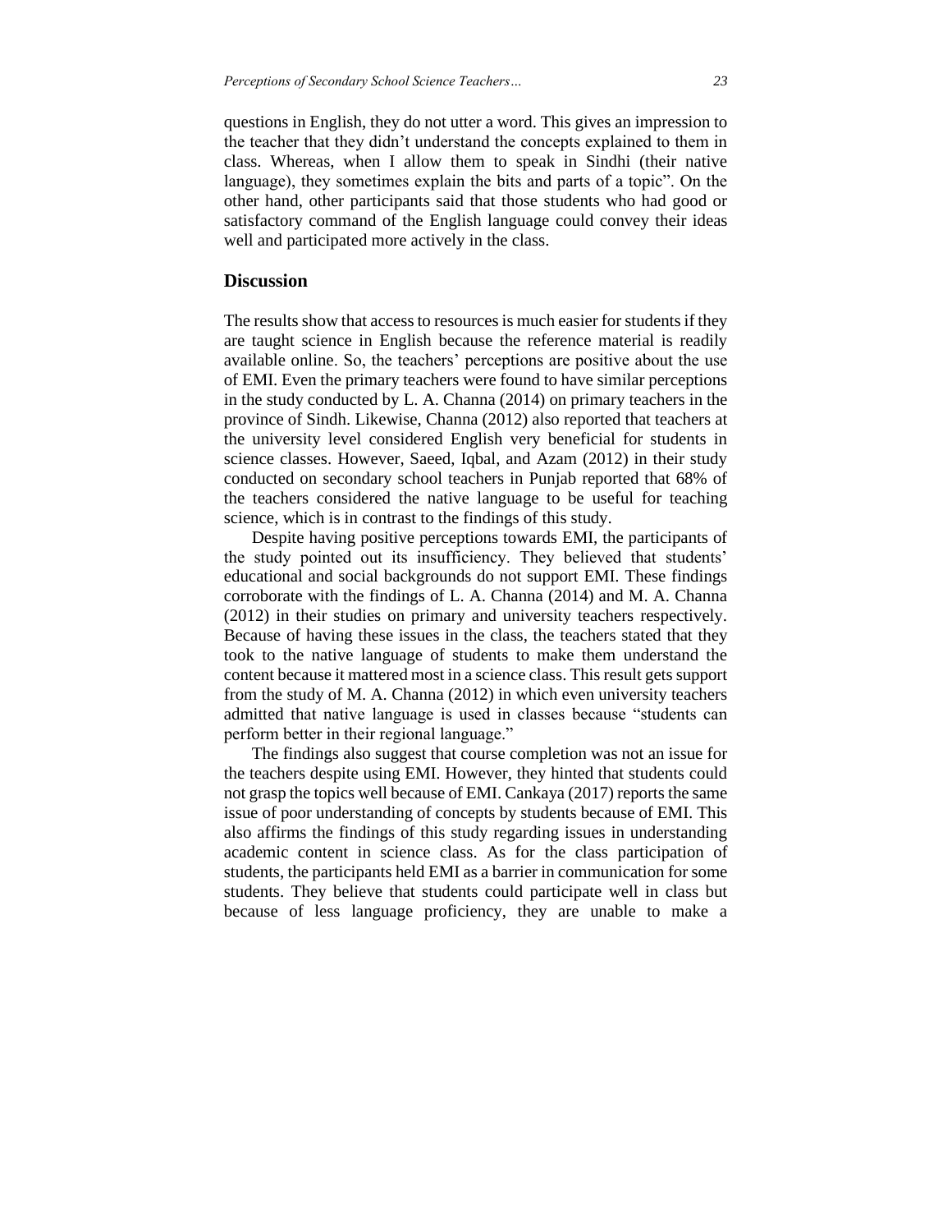questions in English, they do not utter a word. This gives an impression to the teacher that they didn't understand the concepts explained to them in class. Whereas, when I allow them to speak in Sindhi (their native language), they sometimes explain the bits and parts of a topic". On the other hand, other participants said that those students who had good or satisfactory command of the English language could convey their ideas well and participated more actively in the class.

## Discussion

The results show that access to resources is much easier for students if they are taught science in English because the reference material is readily available online. So, the teachers' perceptions are positive about the use of EMI. Even the primary teachers were found to have similar perceptions in the study conducted by L. A. Channa (2014) on primary teachers in the province of Sindh. Likewise, Channa (2012) also reported that teachers at the university level considered English very beneficial for students in science classes. However, Saeed, Iqbal, and Azam (2012) in their study conducted on secondary school teachers in Punjab reported that 68% of the teachers considered the native language to be useful for teaching science, which is in contrast to the findings of this study.

Despite having positive perceptions towards EMI, the participants of the study pointed out its insufficiency. They believed that students' educational and social backgrounds do not support EMI. These findings corroborate with the findings of L. A. Channa (2014) and M. A. Channa (2012) in their studies on primary and university teachers respectively. Because of having these issues in the class, the teachers stated that they took to the native language of students to make them understand the content because it mattered most in a science class. This result gets support from the study of M. A. Channa (2012) in which even university teachers admitted that native language is used in classes because "students can perform better in their regional language."

The findings also suggest that course completion was not an issue for the teachers despite using EMI. However, they hinted that students could not grasp the topics well because of EMI. Cankaya (2017) reports the same issue of poor understanding of concepts by students because of EMI. This also affirms the findings of this study regarding issues in understanding academic content in science class. As for the class participation of students, the participants held EMI as a barrier in communication for some students. They believe that students could participate well in class but because of less language proficiency, they are unable to make a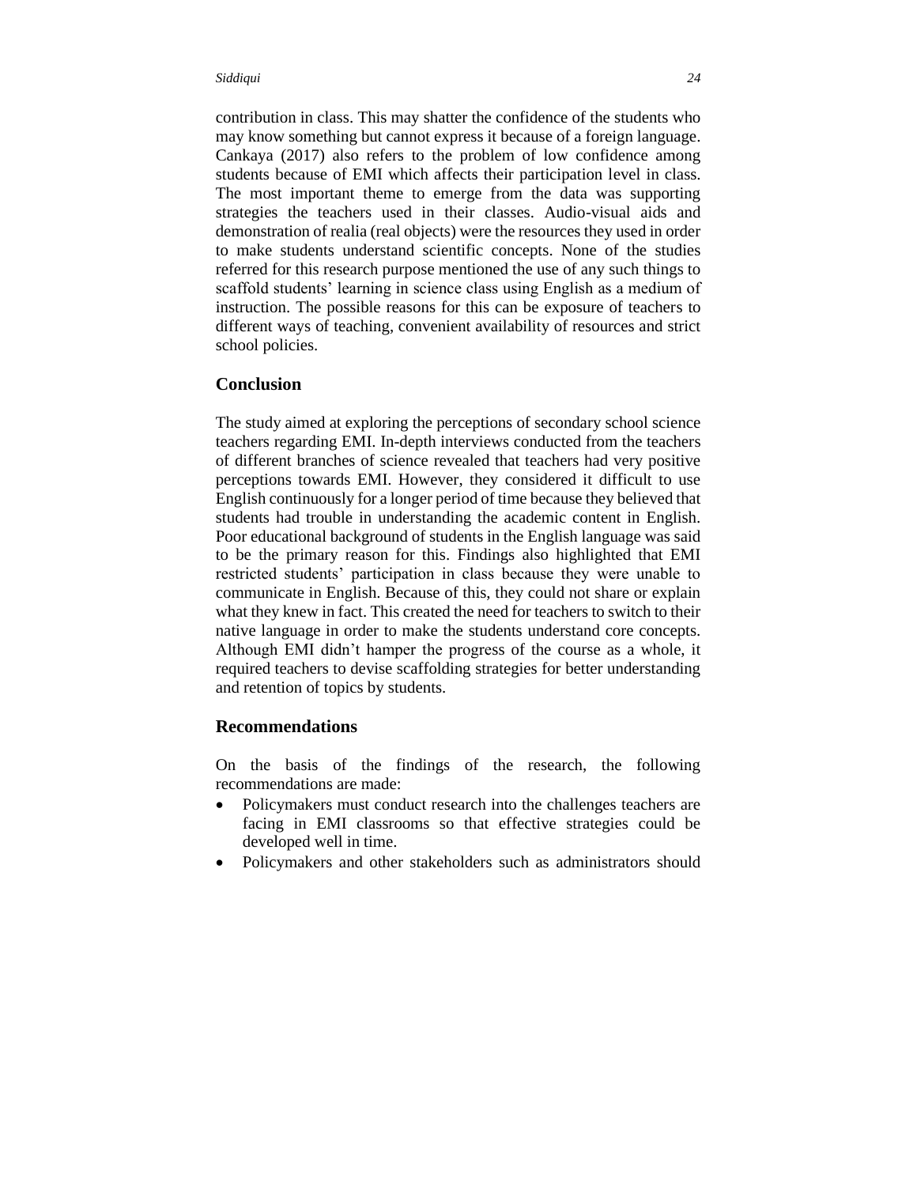contribution in class. This may shatter the confidence of the students who may know something but cannot express it because of a foreign language. Cankaya (2017) also refers to the problem of low confidence among students because of EMI which affects their participation level in class. The most important theme to emerge from the data was supporting strategies the teachers used in their classes. Audio-visual aids and demonstration of realia (real objects) were the resources they used in order to make students understand scientific concepts. None of the studies referred for this research purpose mentioned the use of any such things to scaffold students' learning in science class using English as a medium of instruction. The possible reasons for this can be exposure of teachers to different ways of teaching, convenient availability of resources and strict school policies.

## Conclusion

The study aimed at exploring the perceptions of secondary school science teachers regarding EMI. In-depth interviews conducted from the teachers of different branches of science revealed that teachers had very positive perceptions towards EMI. However, they considered it difficult to use English continuously for a longer period of time because they believed that students had trouble in understanding the academic content in English. Poor educational background of students in the English language was said to be the primary reason for this. Findings also highlighted that EMI restricted students' participation in class because they were unable to communicate in English. Because of this, they could not share or explain what they knew in fact. This created the need for teachers to switch to their native language in order to make the students understand core concepts. Although EMI didn't hamper the progress of the course as a whole, it required teachers to devise scaffolding strategies for better understanding and retention of topics by students.

## Recommendations

On the basis of the findings of the research, the following recommendations are made:

- Policymakers must conduct research into the challenges teachers are facing in EMI classrooms so that effective strategies could be developed well in time.
- Policymakers and other stakeholders such as administrators should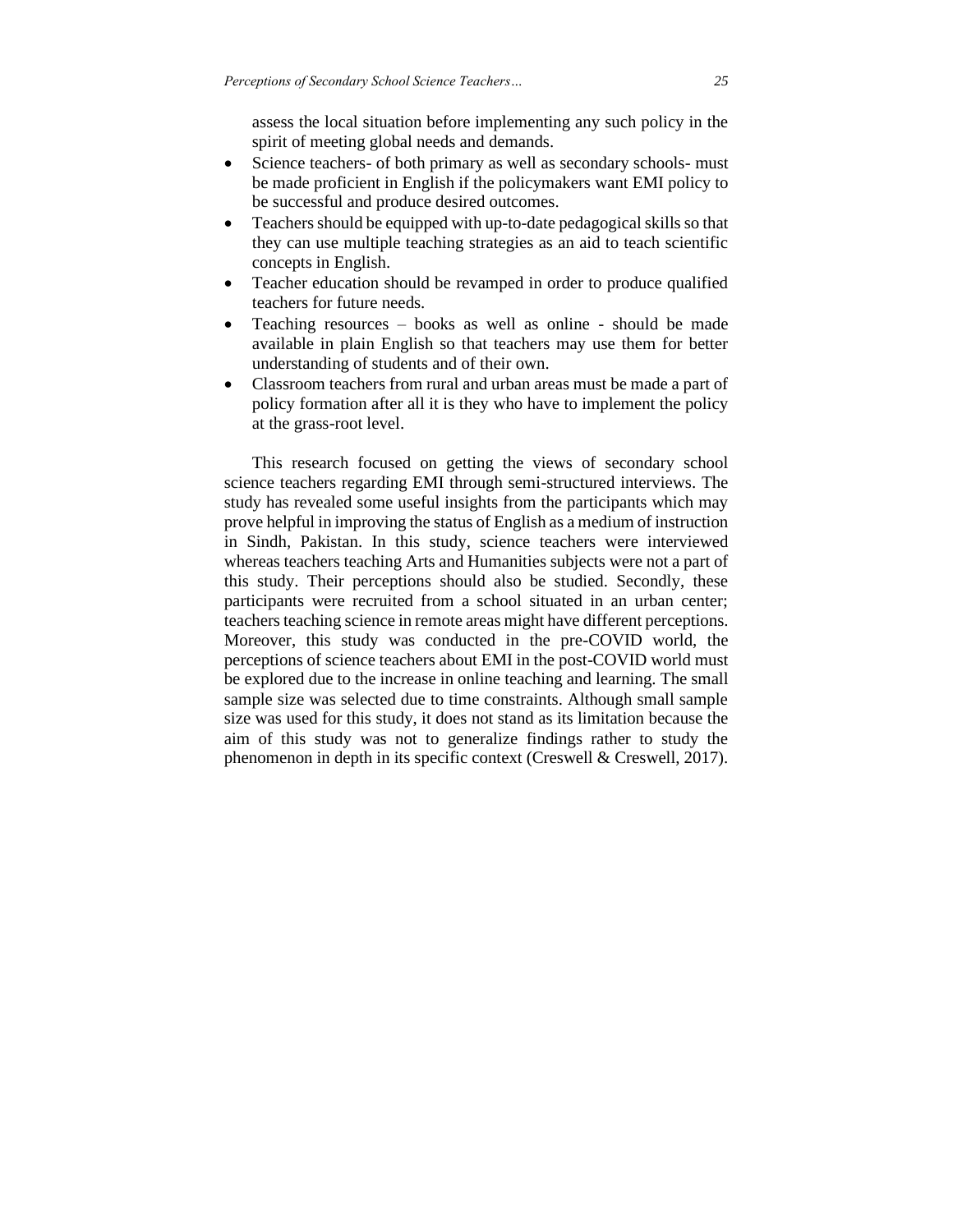assess the local situation before implementing any such policy in the spirit of meeting global needs and demands.

- Science teachers- of both primary as well as secondary schools- must be made proficient in English if the policymakers want EMI policy to be successful and produce desired outcomes.
- Teachers should be equipped with up-to-date pedagogical skills so that they can use multiple teaching strategies as an aid to teach scientific concepts in English.
- Teacher education should be revamped in order to produce qualified teachers for future needs.
- Teaching resources – books as well as online - should be made available in plain English so that teachers may use them for better understanding of students and of their own.
- Classroom teachers from rural and urban areas must be made a part of policy formation after all it is they who have to implement the policy at the grass-root level.

This research focused on getting the views of secondary school science teachers regarding EMI through semi-structured interviews. The study has revealed some useful insights from the participants which may prove helpful in improving the status of English as a medium of instruction in Sindh, Pakistan. In this study, science teachers were interviewed whereas teachers teaching Arts and Humanities subjects were not a part of this study. Their perceptions should also be studied. Secondly, these participants were recruited from a school situated in an urban center; teachers teaching science in remote areas might have different perceptions. Moreover, this study was conducted in the pre-COVID world, the perceptions of science teachers about EMI in the post-COVID world must be explored due to the increase in online teaching and learning. The small sample size was selected due to time constraints. Although small sample size was used for this study, it does not stand as its limitation because the aim of this study was not to generalize findings rather to study the phenomenon in depth in its specific context (Creswell & Creswell, 2017).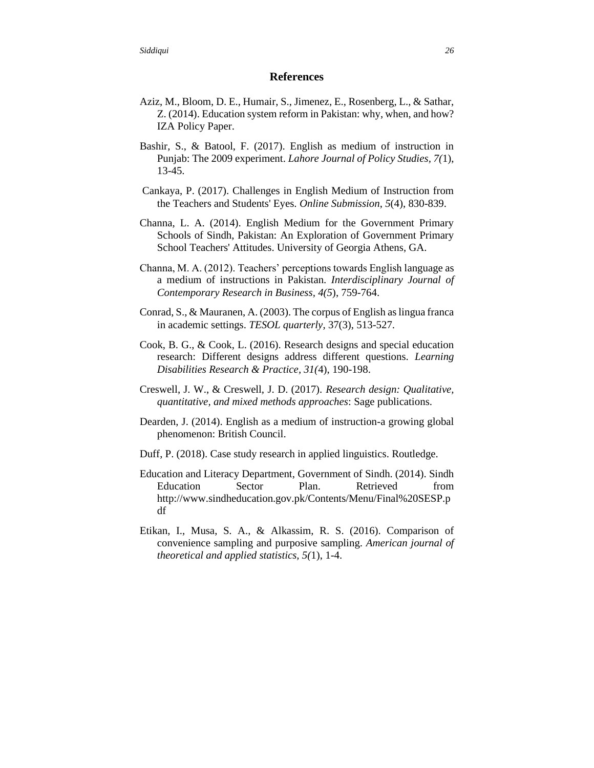## References

Aziz, M., Bloom, D. E., Humair, S., Jimenez, E., Rosenberg, L., & Sathar, Z. (2014). Education system reform in Pakistan: why, when, and how? IZA Policy Paper.

Bashir, S., & Batool, F. (2017). English as medium of instruction in Punjab: The 2009 experiment. *Lahore Journal of Policy Studies*, *7(*1), 13-45.

Cankaya, P. (2017). Challenges in English Medium of Instruction from the Teachers and Students' Eyes. *Online Submission*, *5*(4), 830-839.

Channa, L. A. (2014). English Medium for the Government Primary Schools of Sindh, Pakistan: An Exploration of Government Primary School Teachers' Attitudes. University of Georgia Athens, GA.

Channa, M. A. (2012). Teachers' perceptions towards English language as a medium of instructions in Pakistan. *Interdisciplinary Journal of Contemporary Research in Business*, *4(5*), 759-764.

Conrad, S., & Mauranen, A. (2003). The corpus of English as lingua franca in academic settings. *TESOL quarterly*, 37(3), 513-527.

Cook, B. G., & Cook, L. (2016). Research designs and special education research: Different designs address different questions. *Learning Disabilities Research & Practice*, *31(*4), 190-198.

Creswell, J. W., & Creswell, J. D. (2017). *Research design: Qualitative, quantitative, and mixed methods approaches*: Sage publications.

Dearden, J. (2014). English as a medium of instruction-a growing global phenomenon: British Council.

Duff, P. (2018). Case study research in applied linguistics. Routledge.

Education and Literacy Department, Government of Sindh. (2014). Sindh Education Sector Plan. Retrieved from http://www.sindheducation.gov.pk/Contents/Menu/Final%20SESP.pdf

Etikan, I., Musa, S. A., & Alkassim, R. S. (2016). Comparison of convenience sampling and purposive sampling. *American journal of theoretical and applied statistics, 5(*1), 1-4.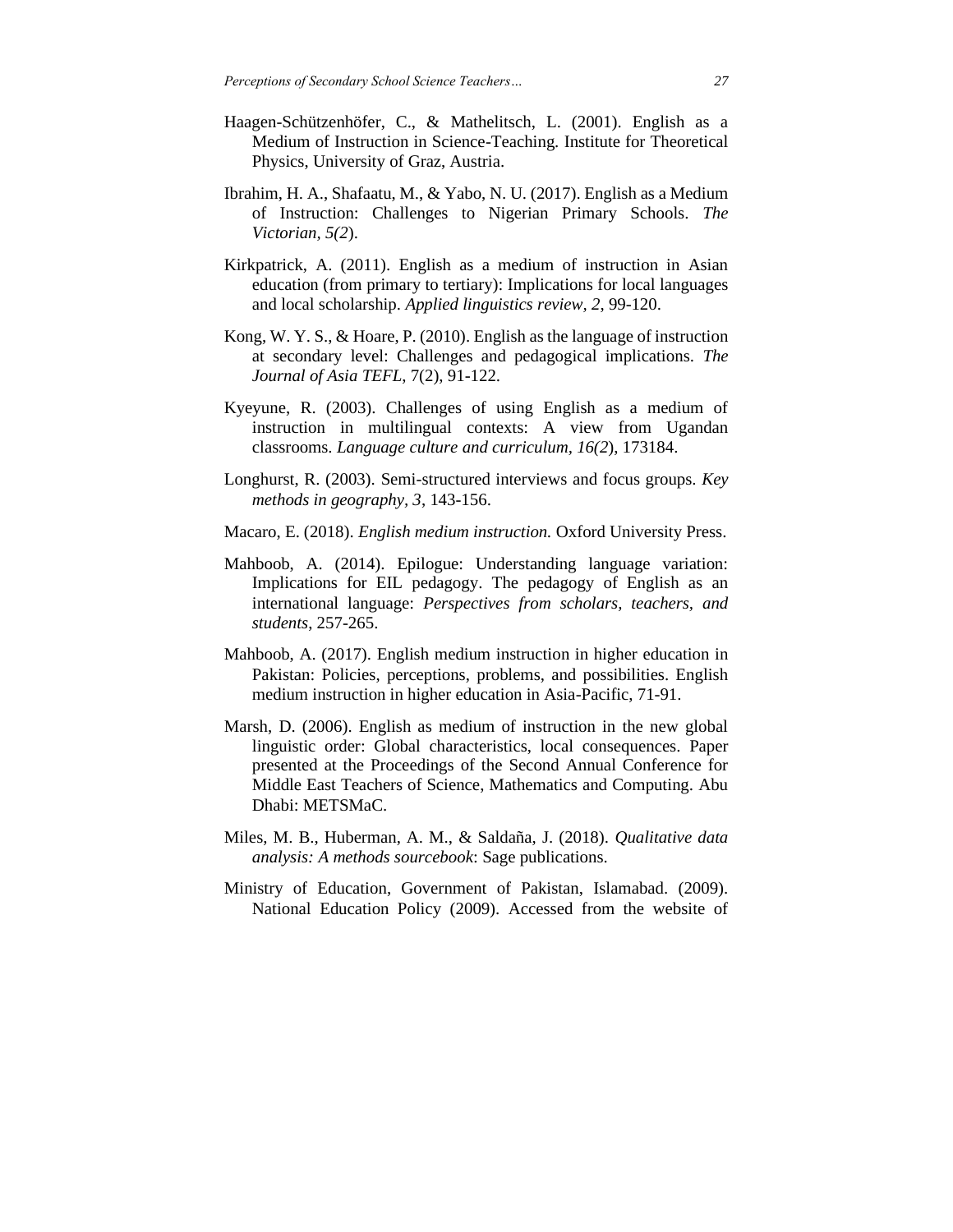Haagen-Schützenhöfer, C., & Mathelitsch, L. (2001). English as a Medium of Instruction in Science-Teaching. Institute for Theoretical Physics, University of Graz, Austria.

Ibrahim, H. A., Shafaatu, M., & Yabo, N. U. (2017). English as a Medium of Instruction: Challenges to Nigerian Primary Schools. *The Victorian, 5(2*).

Kirkpatrick, A. (2011). English as a medium of instruction in Asian education (from primary to tertiary): Implications for local languages and local scholarship. *Applied linguistics review, 2*, 99-120.

Kong, W. Y. S., & Hoare, P. (2010). English as the language of instruction at secondary level: Challenges and pedagogical implications. *The Journal of Asia TEFL*, 7(2), 91-122.

Kyeyune, R. (2003). Challenges of using English as a medium of instruction in multilingual contexts: A view from Ugandan classrooms. *Language culture and curriculum, 16(2*), 173184.

Longhurst, R. (2003). Semi-structured interviews and focus groups. *Key methods in geography, 3*, 143-156.

Macaro, E. (2018). *English medium instruction.* Oxford University Press.

Mahboob, A. (2014). Epilogue: Understanding language variation: Implications for EIL pedagogy. The pedagogy of English as an international language: *Perspectives from scholars, teachers, and students*, 257-265.

Mahboob, A. (2017). English medium instruction in higher education in Pakistan: Policies, perceptions, problems, and possibilities. English medium instruction in higher education in Asia-Pacific, 71-91.

Marsh, D. (2006). English as medium of instruction in the new global linguistic order: Global characteristics, local consequences. Paper presented at the Proceedings of the Second Annual Conference for Middle East Teachers of Science, Mathematics and Computing. Abu Dhabi: METSMaC.

Miles, M. B., Huberman, A. M., & Saldaña, J. (2018). *Qualitative data analysis: A methods sourcebook*: Sage publications.

Ministry of Education, Government of Pakistan, Islamabad. (2009). National Education Policy (2009). Accessed from the website of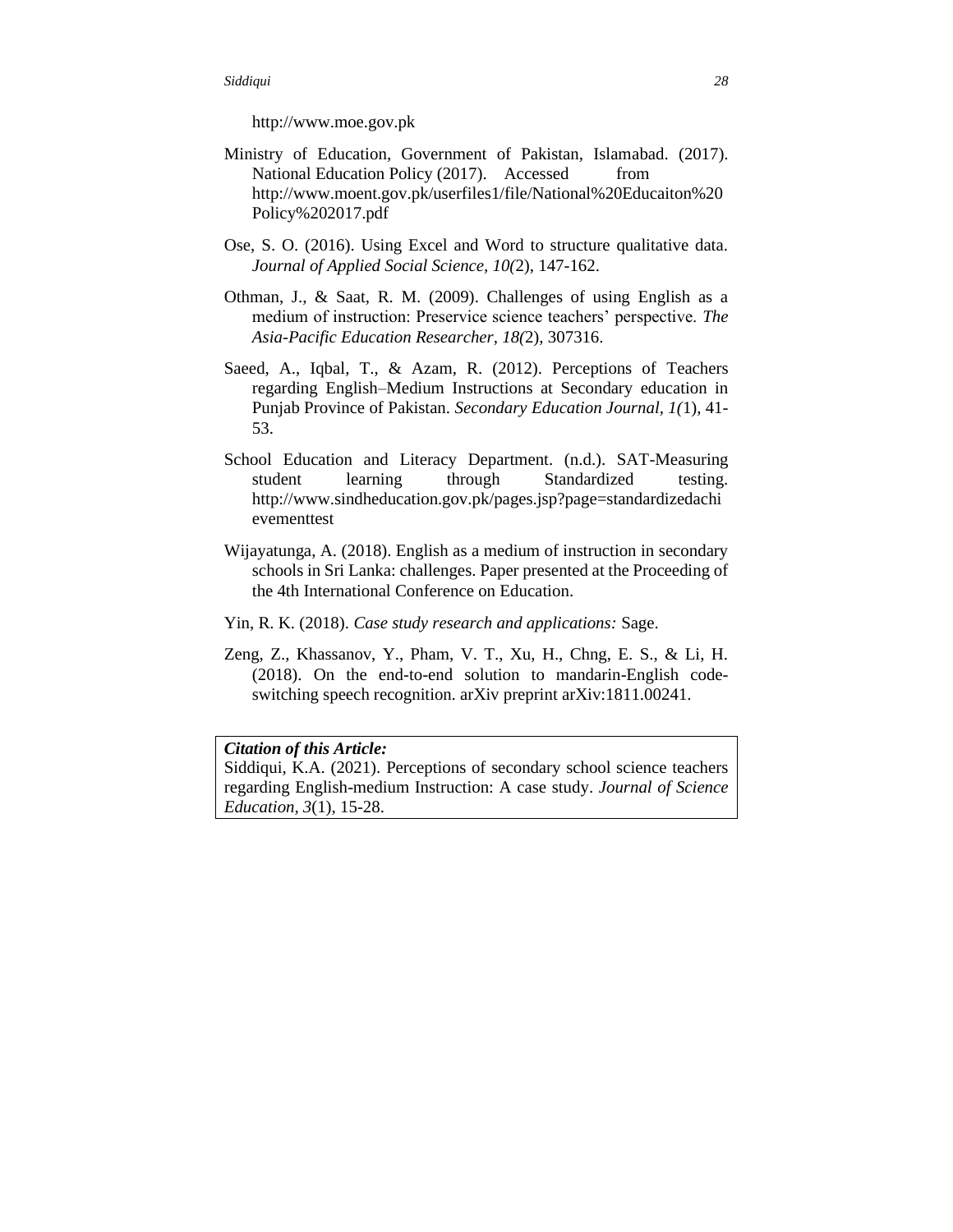http://www.moe.gov.pk

Ministry of Education, Government of Pakistan, Islamabad. (2017). National Education Policy (2017). Accessed from http://www.moent.gov.pk/userfiles1/file/National%20Educaiton%20Policy%202017.pdf

Ose, S. O. (2016). Using Excel and Word to structure qualitative data. *Journal of Applied Social Science, 10(*2), 147-162.

Othman, J., & Saat, R. M. (2009). Challenges of using English as a medium of instruction: Preservice science teachers' perspective. *The Asia-Pacific Education Researcher, 18(*2), 307316.

Saeed, A., Iqbal, T., & Azam, R. (2012). Perceptions of Teachers regarding English–Medium Instructions at Secondary education in Punjab Province of Pakistan. *Secondary Education Journal, 1(*1), 41-53.

School Education and Literacy Department. (n.d.). SAT-Measuring student learning through Standardized testing. http://www.sindheducation.gov.pk/pages.jsp?page=standardizedachievementtest

Wijayatunga, A. (2018). English as a medium of instruction in secondary schools in Sri Lanka: challenges. Paper presented at the Proceeding of the 4th International Conference on Education.

Yin, R. K. (2018). *Case study research and applications:* Sage.

Zeng, Z., Khassanov, Y., Pham, V. T., Xu, H., Chng, E. S., & Li, H. (2018). On the end-to-end solution to mandarin-English code-switching speech recognition. arXiv preprint arXiv:1811.00241.

***Citation of this Article:***
Siddiqui, K.A. (2021). Perceptions of secondary school science teachers regarding English-medium Instruction: A case study. *Journal of Science Education, 3*(1), 15-28.